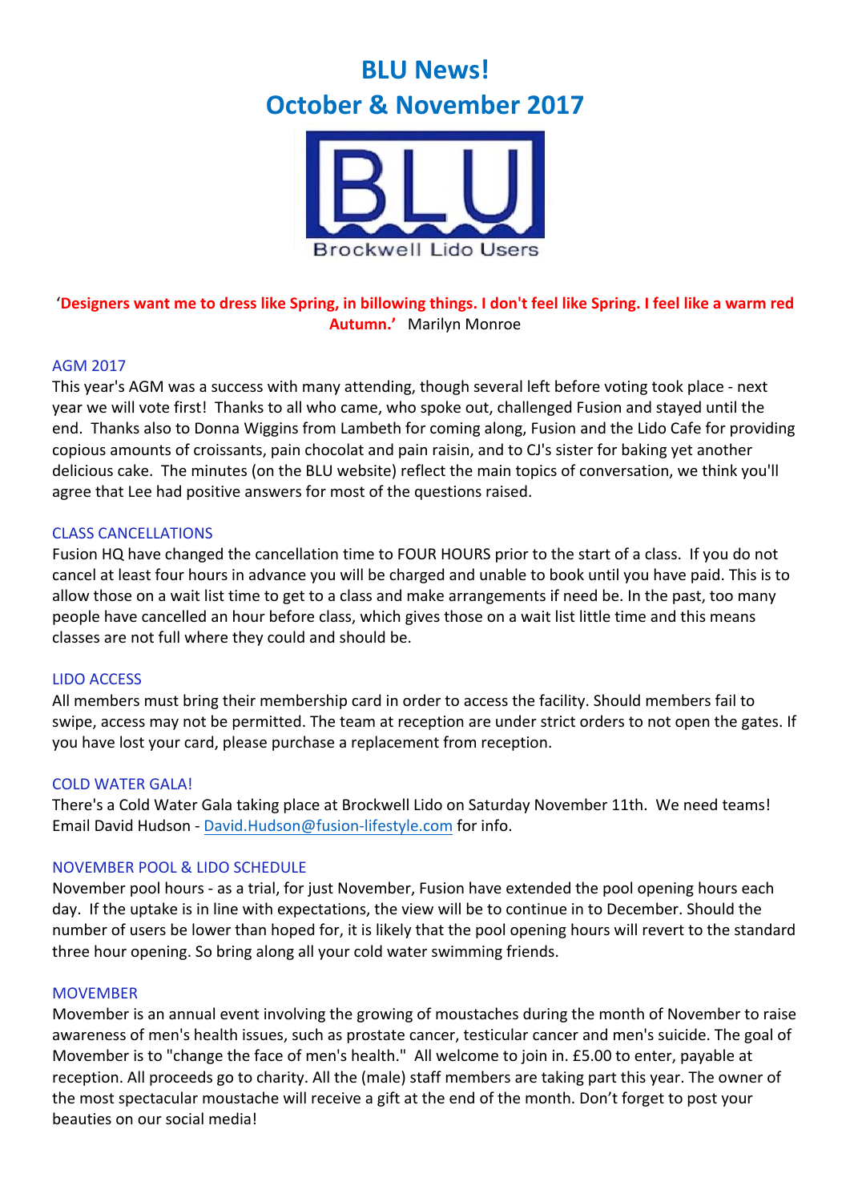# BLU News!
# October & November 2017

Brockwell Lido Users

'**Designers want me to dress like Spring, in billowing things. I don't feel like Spring. I feel like a warm red Autumn.'** Marilyn Monroe

## AGM 2017

This year's AGM was a success with many attending, though several left before voting took place - next year we will vote first! Thanks to all who came, who spoke out, challenged Fusion and stayed until the end. Thanks also to Donna Wiggins from Lambeth for coming along, Fusion and the Lido Cafe for providing copious amounts of croissants, pain chocolat and pain raisin, and to CJ's sister for baking yet another delicious cake. The minutes (on the BLU website) reflect the main topics of conversation, we think you'll agree that Lee had positive answers for most of the questions raised.

## CLASS CANCELLATIONS

Fusion HQ have changed the cancellation time to FOUR HOURS prior to the start of a class. If you do not cancel at least four hours in advance you will be charged and unable to book until you have paid. This is to allow those on a wait list time to get to a class and make arrangements if need be. In the past, too many people have cancelled an hour before class, which gives those on a wait list little time and this means classes are not full where they could and should be.

## LIDO ACCESS

All members must bring their membership card in order to access the facility. Should members fail to swipe, access may not be permitted. The team at reception are under strict orders to not open the gates. If you have lost your card, please purchase a replacement from reception.

## COLD WATER GALA!

There's a Cold Water Gala taking place at Brockwell Lido on Saturday November 11th. We need teams! Email David Hudson - David.Hudson@fusion-lifestyle.com for info.

## NOVEMBER POOL & LIDO SCHEDULE

November pool hours - as a trial, for just November, Fusion have extended the pool opening hours each day. If the uptake is in line with expectations, the view will be to continue in to December. Should the number of users be lower than hoped for, it is likely that the pool opening hours will revert to the standard three hour opening. So bring along all your cold water swimming friends.

## MOVEMBER

Movember is an annual event involving the growing of moustaches during the month of November to raise awareness of men's health issues, such as prostate cancer, testicular cancer and men's suicide. The goal of Movember is to "change the face of men's health." All welcome to join in. £5.00 to enter, payable at reception. All proceeds go to charity. All the (male) staff members are taking part this year. The owner of the most spectacular moustache will receive a gift at the end of the month. Don't forget to post your beauties on our social media!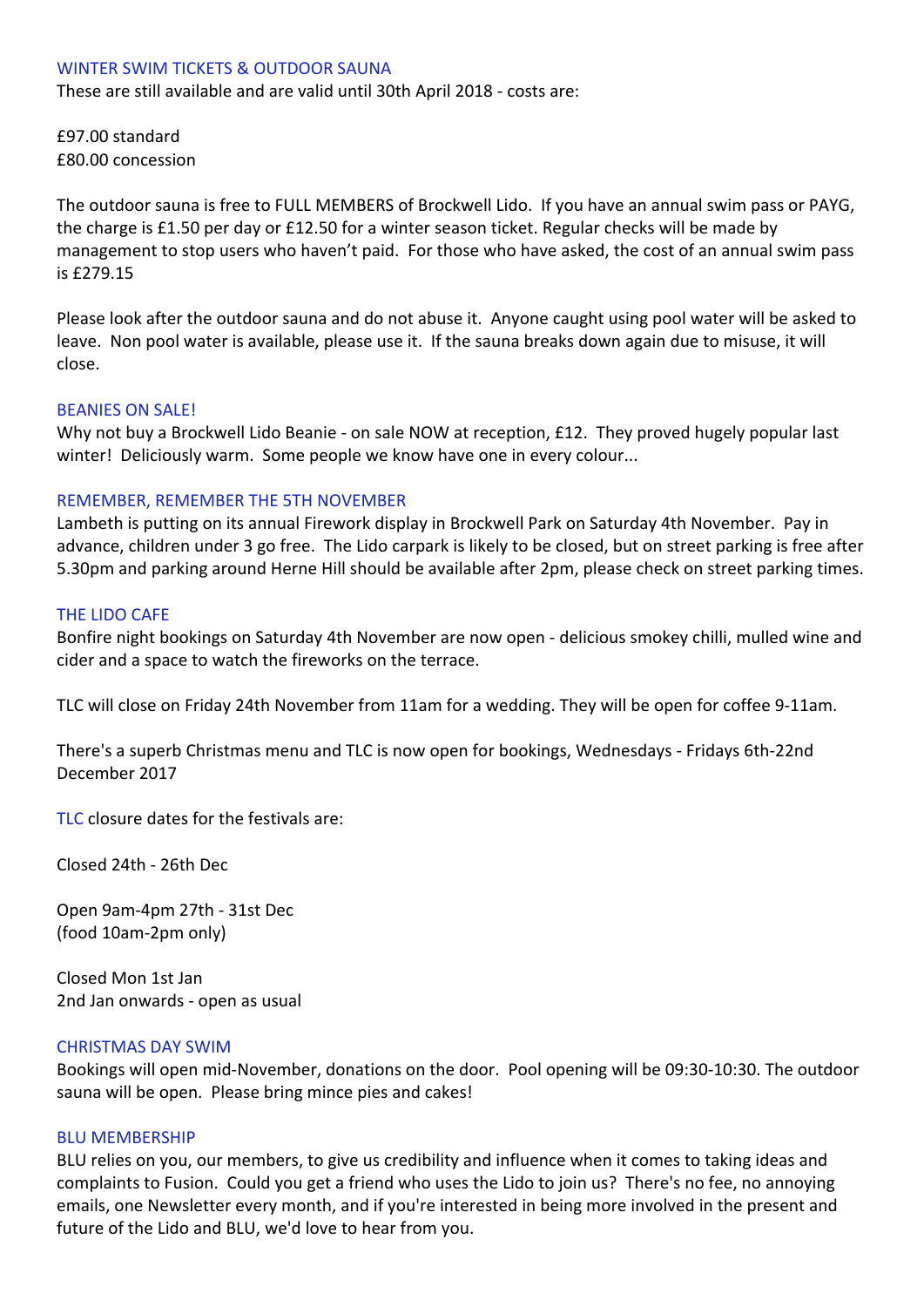## WINTER SWIM TICKETS & OUTDOOR SAUNA

These are still available and are valid until 30th April 2018 - costs are:

£97.00 standard
£80.00 concession

The outdoor sauna is free to FULL MEMBERS of Brockwell Lido. If you have an annual swim pass or PAYG, the charge is £1.50 per day or £12.50 for a winter season ticket. Regular checks will be made by management to stop users who haven't paid. For those who have asked, the cost of an annual swim pass is £279.15

Please look after the outdoor sauna and do not abuse it. Anyone caught using pool water will be asked to leave. Non pool water is available, please use it. If the sauna breaks down again due to misuse, it will close.

## BEANIES ON SALE!

Why not buy a Brockwell Lido Beanie - on sale NOW at reception, £12. They proved hugely popular last winter! Deliciously warm. Some people we know have one in every colour...

## REMEMBER, REMEMBER THE 5TH NOVEMBER

Lambeth is putting on its annual Firework display in Brockwell Park on Saturday 4th November. Pay in advance, children under 3 go free. The Lido carpark is likely to be closed, but on street parking is free after 5.30pm and parking around Herne Hill should be available after 2pm, please check on street parking times.

## THE LIDO CAFE

Bonfire night bookings on Saturday 4th November are now open - delicious smokey chilli, mulled wine and cider and a space to watch the fireworks on the terrace.

TLC will close on Friday 24th November from 11am for a wedding. They will be open for coffee 9-11am.

There's a superb Christmas menu and TLC is now open for bookings, Wednesdays - Fridays 6th-22nd December 2017

TLC closure dates for the festivals are:

Closed 24th - 26th Dec

Open 9am-4pm 27th - 31st Dec
(food 10am-2pm only)

Closed Mon 1st Jan
2nd Jan onwards - open as usual

## CHRISTMAS DAY SWIM

Bookings will open mid-November, donations on the door. Pool opening will be 09:30-10:30. The outdoor sauna will be open. Please bring mince pies and cakes!

## BLU MEMBERSHIP

BLU relies on you, our members, to give us credibility and influence when it comes to taking ideas and complaints to Fusion. Could you get a friend who uses the Lido to join us? There's no fee, no annoying emails, one Newsletter every month, and if you're interested in being more involved in the present and future of the Lido and BLU, we'd love to hear from you.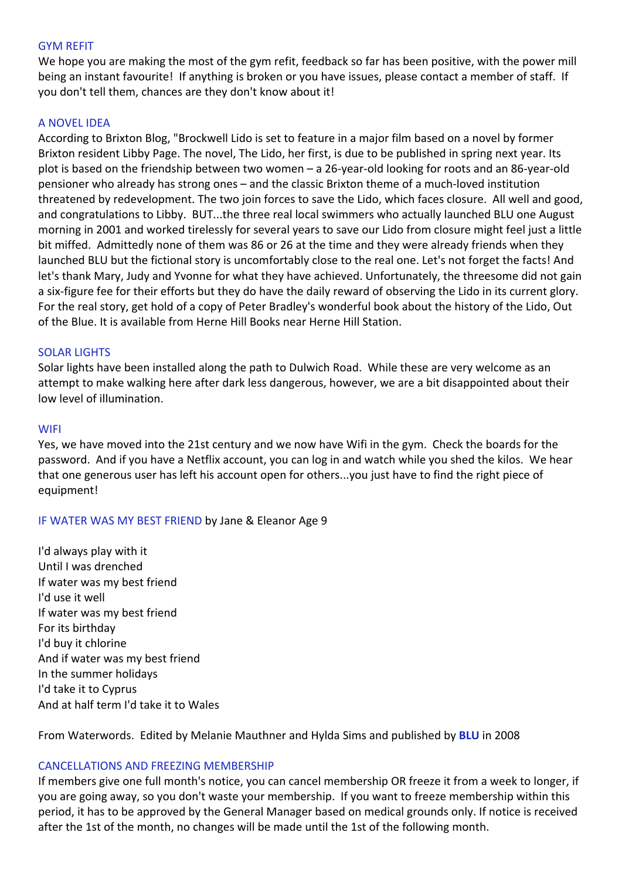## GYM REFIT

We hope you are making the most of the gym refit, feedback so far has been positive, with the power mill being an instant favourite! If anything is broken or you have issues, please contact a member of staff. If you don't tell them, chances are they don't know about it!

## A NOVEL IDEA

According to Brixton Blog, "Brockwell Lido is set to feature in a major film based on a novel by former Brixton resident Libby Page. The novel, The Lido, her first, is due to be published in spring next year. Its plot is based on the friendship between two women – a 26-year-old looking for roots and an 86-year-old pensioner who already has strong ones – and the classic Brixton theme of a much-loved institution threatened by redevelopment. The two join forces to save the Lido, which faces closure. All well and good, and congratulations to Libby. BUT...the three real local swimmers who actually launched BLU one August morning in 2001 and worked tirelessly for several years to save our Lido from closure might feel just a little bit miffed. Admittedly none of them was 86 or 26 at the time and they were already friends when they launched BLU but the fictional story is uncomfortably close to the real one. Let's not forget the facts! And let's thank Mary, Judy and Yvonne for what they have achieved. Unfortunately, the threesome did not gain a six-figure fee for their efforts but they do have the daily reward of observing the Lido in its current glory. For the real story, get hold of a copy of Peter Bradley's wonderful book about the history of the Lido, Out of the Blue. It is available from Herne Hill Books near Herne Hill Station.

## SOLAR LIGHTS

Solar lights have been installed along the path to Dulwich Road. While these are very welcome as an attempt to make walking here after dark less dangerous, however, we are a bit disappointed about their low level of illumination.

## WIFI

Yes, we have moved into the 21st century and we now have Wifi in the gym. Check the boards for the password. And if you have a Netflix account, you can log in and watch while you shed the kilos. We hear that one generous user has left his account open for others...you just have to find the right piece of equipment!

## IF WATER WAS MY BEST FRIEND by Jane & Eleanor Age 9

I'd always play with it
Until I was drenched
If water was my best friend
I'd use it well
If water was my best friend
For its birthday
I'd buy it chlorine
And if water was my best friend
In the summer holidays
I'd take it to Cyprus
And at half term I'd take it to Wales

From Waterwords. Edited by Melanie Mauthner and Hylda Sims and published by **BLU** in 2008

## CANCELLATIONS AND FREEZING MEMBERSHIP

If members give one full month's notice, you can cancel membership OR freeze it from a week to longer, if you are going away, so you don't waste your membership. If you want to freeze membership within this period, it has to be approved by the General Manager based on medical grounds only. If notice is received after the 1st of the month, no changes will be made until the 1st of the following month.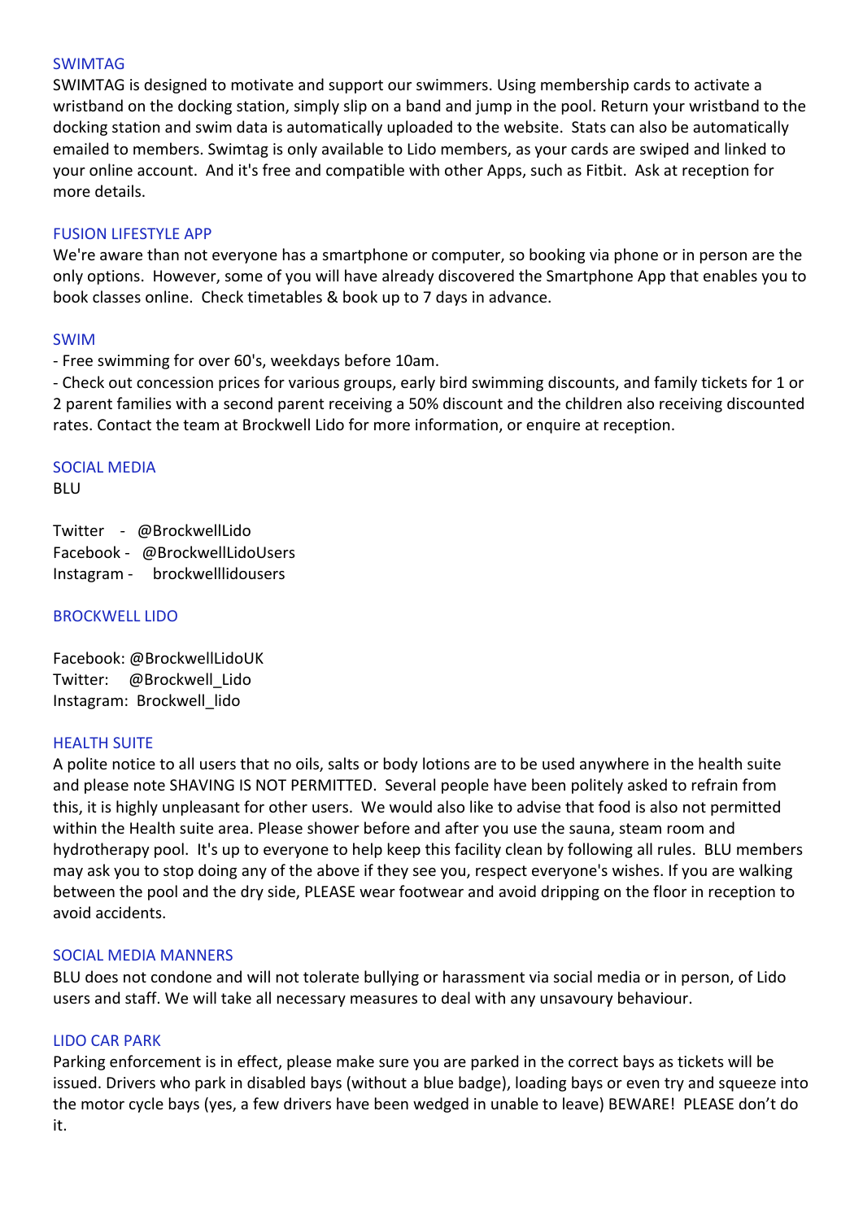## SWIMTAG

SWIMTAG is designed to motivate and support our swimmers. Using membership cards to activate a wristband on the docking station, simply slip on a band and jump in the pool. Return your wristband to the docking station and swim data is automatically uploaded to the website. Stats can also be automatically emailed to members. Swimtag is only available to Lido members, as your cards are swiped and linked to your online account. And it's free and compatible with other Apps, such as Fitbit. Ask at reception for more details.

## FUSION LIFESTYLE APP

We're aware than not everyone has a smartphone or computer, so booking via phone or in person are the only options. However, some of you will have already discovered the Smartphone App that enables you to book classes online. Check timetables & book up to 7 days in advance.

## SWIM

- Free swimming for over 60's, weekdays before 10am.
- Check out concession prices for various groups, early bird swimming discounts, and family tickets for 1 or 2 parent families with a second parent receiving a 50% discount and the children also receiving discounted rates. Contact the team at Brockwell Lido for more information, or enquire at reception.

## SOCIAL MEDIA

BLU

Twitter - @BrockwellLido
Facebook - @BrockwellLidoUsers
Instagram - brockwelllidousers

## BROCKWELL LIDO

Facebook: @BrockwellLidoUK
Twitter: @Brockwell_Lido
Instagram: Brockwell_lido

## HEALTH SUITE

A polite notice to all users that no oils, salts or body lotions are to be used anywhere in the health suite and please note SHAVING IS NOT PERMITTED. Several people have been politely asked to refrain from this, it is highly unpleasant for other users. We would also like to advise that food is also not permitted within the Health suite area. Please shower before and after you use the sauna, steam room and hydrotherapy pool. It's up to everyone to help keep this facility clean by following all rules. BLU members may ask you to stop doing any of the above if they see you, respect everyone's wishes. If you are walking between the pool and the dry side, PLEASE wear footwear and avoid dripping on the floor in reception to avoid accidents.

## SOCIAL MEDIA MANNERS

BLU does not condone and will not tolerate bullying or harassment via social media or in person, of Lido users and staff. We will take all necessary measures to deal with any unsavoury behaviour.

## LIDO CAR PARK

Parking enforcement is in effect, please make sure you are parked in the correct bays as tickets will be issued. Drivers who park in disabled bays (without a blue badge), loading bays or even try and squeeze into the motor cycle bays (yes, a few drivers have been wedged in unable to leave) BEWARE! PLEASE don't do it.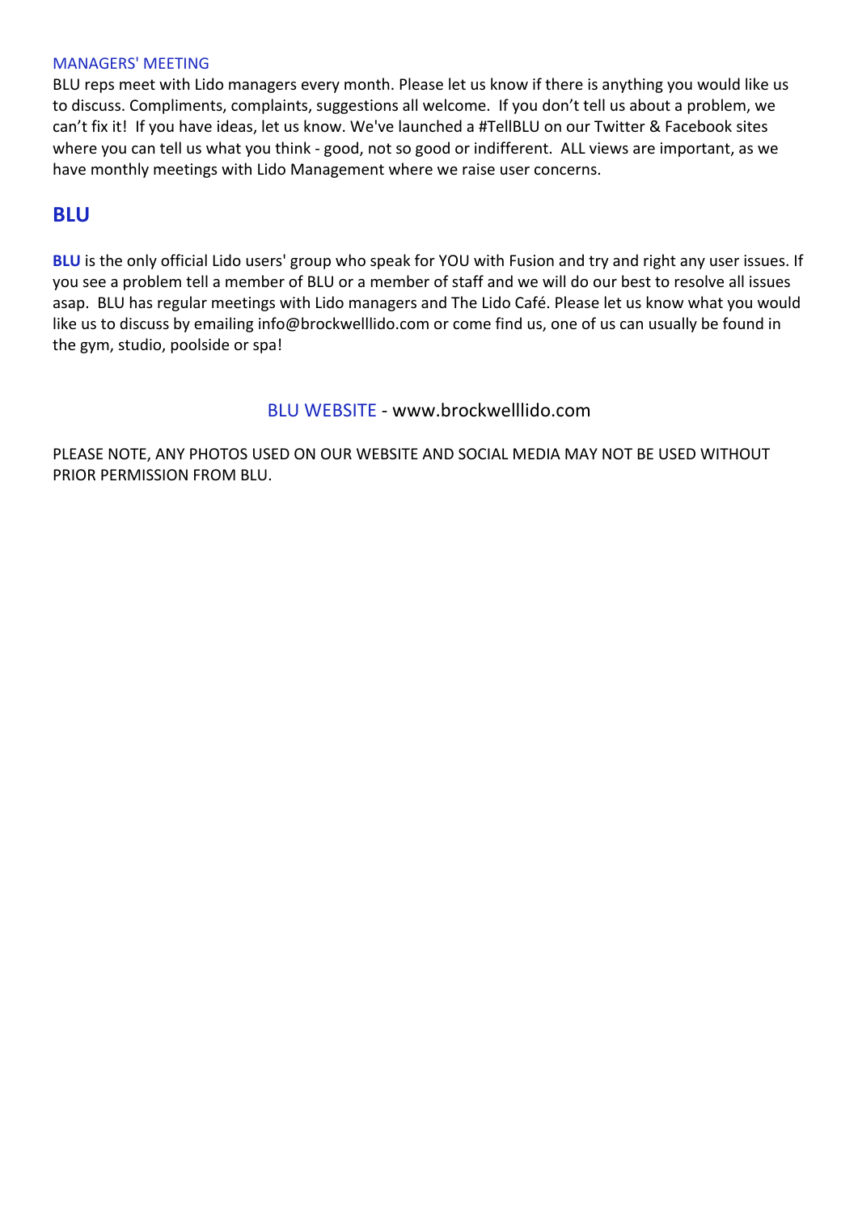### MANAGERS' MEETING

BLU reps meet with Lido managers every month. Please let us know if there is anything you would like us to discuss. Compliments, complaints, suggestions all welcome. If you don't tell us about a problem, we can't fix it! If you have ideas, let us know. We've launched a #TellBLU on our Twitter & Facebook sites where you can tell us what you think - good, not so good or indifferent. ALL views are important, as we have monthly meetings with Lido Management where we raise user concerns.

## BLU

**BLU** is the only official Lido users' group who speak for YOU with Fusion and try and right any user issues. If you see a problem tell a member of BLU or a member of staff and we will do our best to resolve all issues asap. BLU has regular meetings with Lido managers and The Lido Café. Please let us know what you would like us to discuss by emailing info@brockwelllido.com or come find us, one of us can usually be found in the gym, studio, poolside or spa!

BLU WEBSITE - www.brockwelllido.com

PLEASE NOTE, ANY PHOTOS USED ON OUR WEBSITE AND SOCIAL MEDIA MAY NOT BE USED WITHOUT PRIOR PERMISSION FROM BLU.